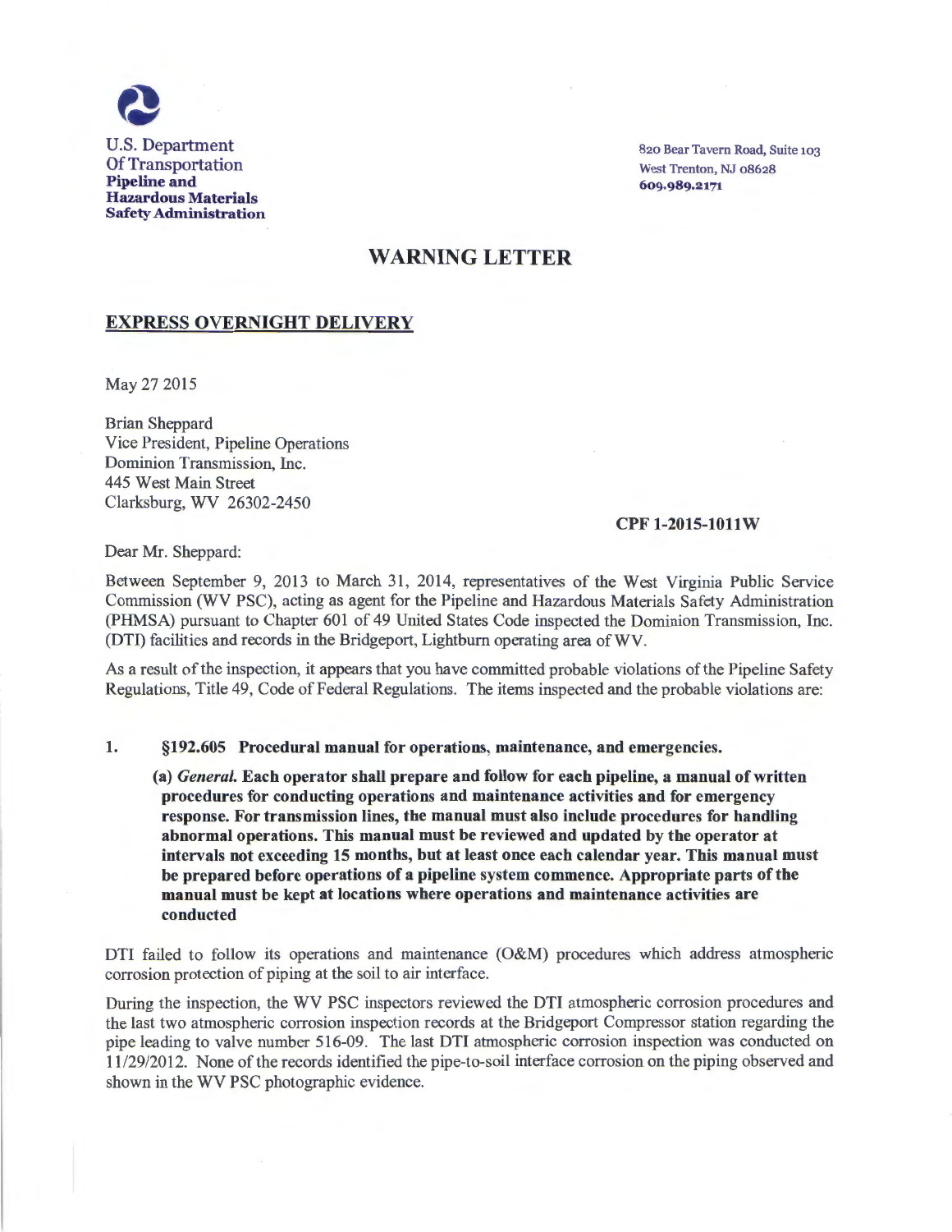U.S. Department
Of Transportation
**Pipeline and Hazardous Materials Safety Administration**

820 Bear Tavern Road, Suite 103
West Trenton, NJ 08628
**609.989.2171**

# WARNING LETTER

**EXPRESS OVERNIGHT DELIVERY**

May 27 2015

Brian Sheppard
Vice President, Pipeline Operations
Dominion Transmission, Inc.
445 West Main Street
Clarksburg, WV 26302-2450

**CPF 1-2015-1011W**

Dear Mr. Sheppard:

Between September 9, 2013 to March 31, 2014, representatives of the West Virginia Public Service Commission (WV PSC), acting as agent for the Pipeline and Hazardous Materials Safety Administration (PHMSA) pursuant to Chapter 601 of 49 United States Code inspected the Dominion Transmission, Inc. (DTI) facilities and records in the Bridgeport, Lightburn operating area of WV.

As a result of the inspection, it appears that you have committed probable violations of the Pipeline Safety Regulations, Title 49, Code of Federal Regulations. The items inspected and the probable violations are:

1. **§192.605 Procedural manual for operations, maintenance, and emergencies.**

   **(a)** ***General.*** **Each operator shall prepare and follow for each pipeline, a manual of written procedures for conducting operations and maintenance activities and for emergency response. For transmission lines, the manual must also include procedures for handling abnormal operations. This manual must be reviewed and updated by the operator at intervals not exceeding 15 months, but at least once each calendar year. This manual must be prepared before operations of a pipeline system commence. Appropriate parts of the manual must be kept at locations where operations and maintenance activities are conducted**

DTI failed to follow its operations and maintenance (O&M) procedures which address atmospheric corrosion protection of piping at the soil to air interface.

During the inspection, the WV PSC inspectors reviewed the DTI atmospheric corrosion procedures and the last two atmospheric corrosion inspection records at the Bridgeport Compressor station regarding the pipe leading to valve number 516-09. The last DTI atmospheric corrosion inspection was conducted on 11/29/2012. None of the records identified the pipe-to-soil interface corrosion on the piping observed and shown in the WV PSC photographic evidence.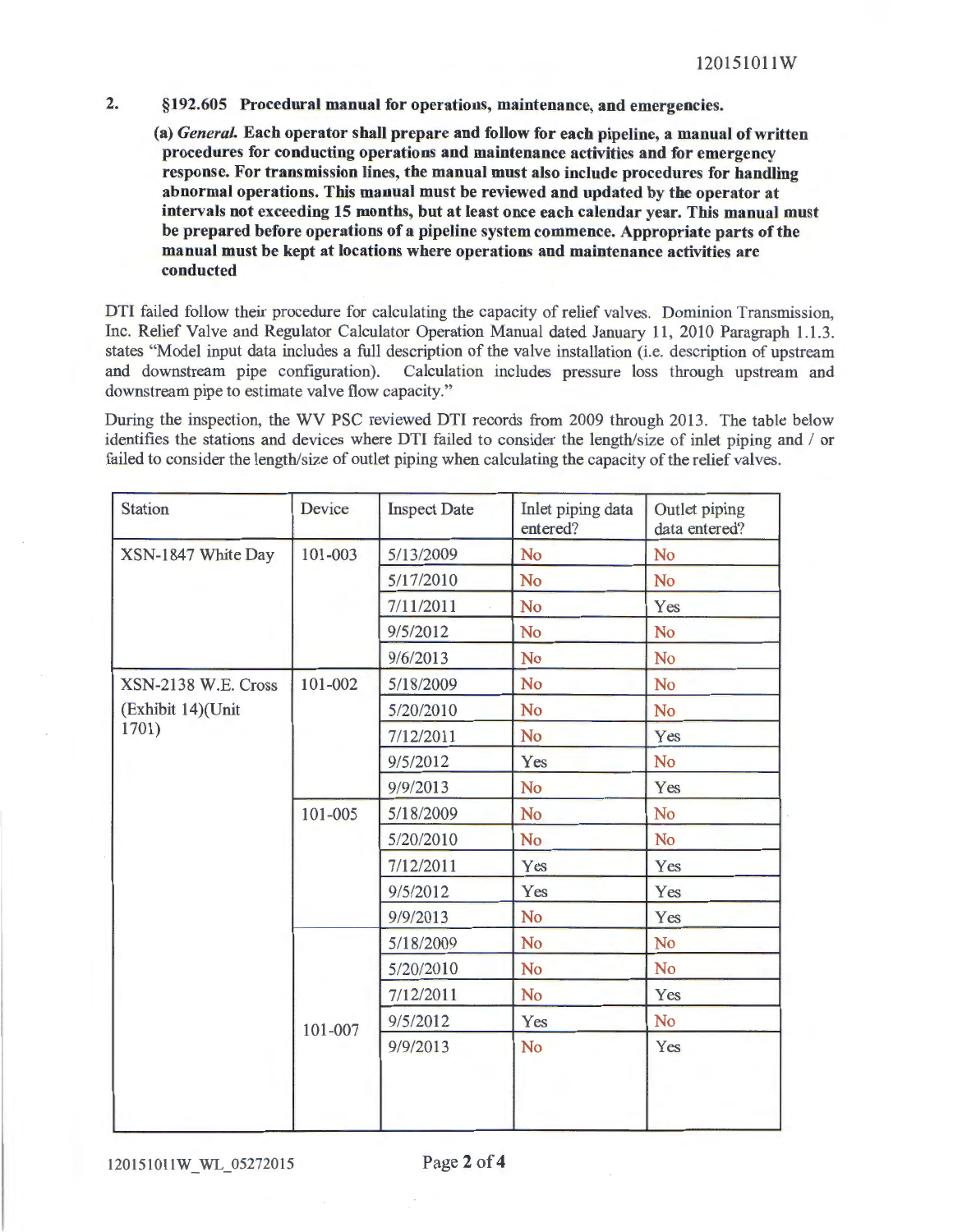2. **§192.605 Procedural manual for operations, maintenance, and emergencies.**

   **(a)** ***General.*** **Each operator shall prepare and follow for each pipeline, a manual of written procedures for conducting operations and maintenance activities and for emergency response. For transmission lines, the manual must also include procedures for handling abnormal operations. This manual must be reviewed and updated by the operator at intervals not exceeding 15 months, but at least once each calendar year. This manual must be prepared before operations of a pipeline system commence. Appropriate parts of the manual must be kept at locations where operations and maintenance activities are conducted**

DTI failed follow their procedure for calculating the capacity of relief valves. Dominion Transmission, Inc. Relief Valve and Regulator Calculator Operation Manual dated January 11, 2010 Paragraph 1.1.3. states "Model input data includes a full description of the valve installation (i.e. description of upstream and downstream pipe configuration). Calculation includes pressure loss through upstream and downstream pipe to estimate valve flow capacity."

During the inspection, the WV PSC reviewed DTI records from 2009 through 2013. The table below identifies the stations and devices where DTI failed to consider the length/size of inlet piping and / or failed to consider the length/size of outlet piping when calculating the capacity of the relief valves.

| Station | Device | Inspect Date | Inlet piping data entered? | Outlet piping data entered? |
|---|---|---|---|---|
| XSN-1847 White Day | 101-003 | 5/13/2009 | No | No |
| | | 5/17/2010 | No | No |
| | | 7/11/2011 | No | Yes |
| | | 9/5/2012 | No | No |
| | | 9/6/2013 | No | No |
| XSN-2138 W.E. Cross (Exhibit 14)(Unit 1701) | 101-002 | 5/18/2009 | No | No |
| | | 5/20/2010 | No | No |
| | | 7/12/2011 | No | Yes |
| | | 9/5/2012 | Yes | No |
| | | 9/9/2013 | No | Yes |
| | 101-005 | 5/18/2009 | No | No |
| | | 5/20/2010 | No | No |
| | | 7/12/2011 | Yes | Yes |
| | | 9/5/2012 | Yes | Yes |
| | | 9/9/2013 | No | Yes |
| | 101-007 | 5/18/2009 | No | No |
| | | 5/20/2010 | No | No |
| | | 7/12/2011 | No | Yes |
| | | 9/5/2012 | Yes | No |
| | | 9/9/2013 | No | Yes |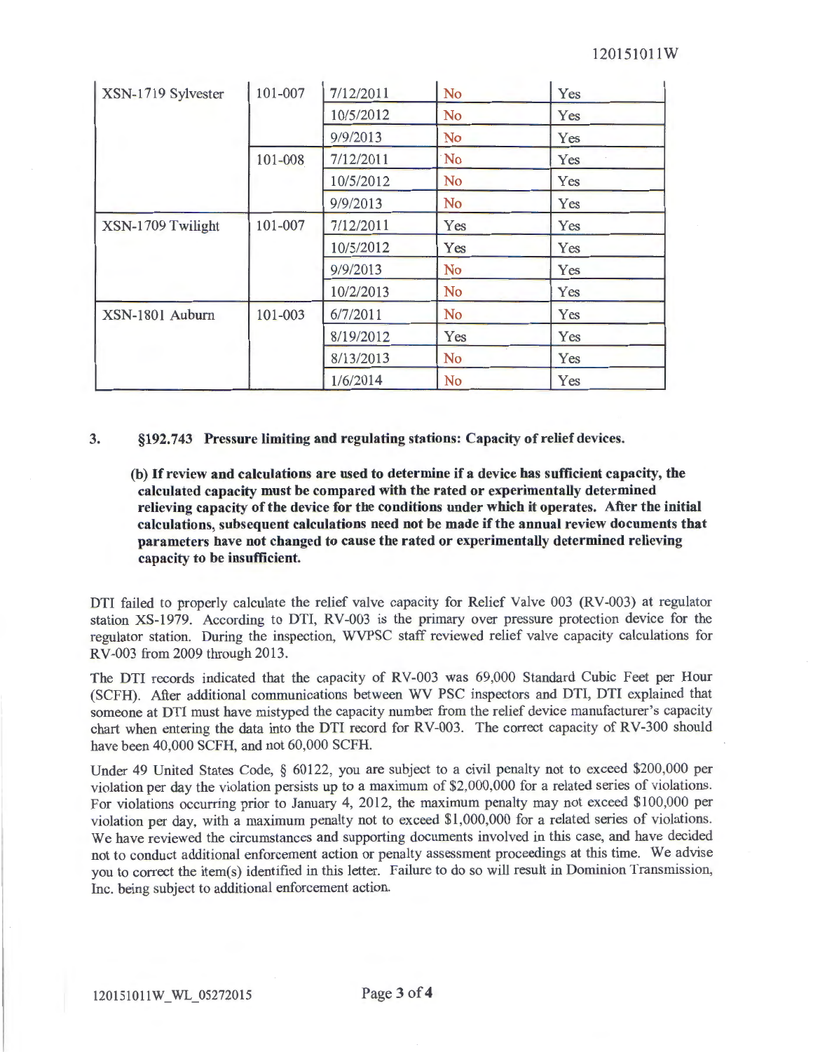| XSN-1719 Sylvester | 101-007 | 7/12/2011 | No | Yes |
|---|---|---|---|---|
| | | 10/5/2012 | No | Yes |
| | | 9/9/2013 | No | Yes |
| | 101-008 | 7/12/2011 | No | Yes |
| | | 10/5/2012 | No | Yes |
| | | 9/9/2013 | No | Yes |
| XSN-1709 Twilight | 101-007 | 7/12/2011 | Yes | Yes |
| | | 10/5/2012 | Yes | Yes |
| | | 9/9/2013 | No | Yes |
| | | 10/2/2013 | No | Yes |
| XSN-1801 Auburn | 101-003 | 6/7/2011 | No | Yes |
| | | 8/19/2012 | Yes | Yes |
| | | 8/13/2013 | No | Yes |
| | | 1/6/2014 | No | Yes |

3. **§192.743 Pressure limiting and regulating stations: Capacity of relief devices.**

   **(b) If review and calculations are used to determine if a device has sufficient capacity, the calculated capacity must be compared with the rated or experimentally determined relieving capacity of the device for the conditions under which it operates. After the initial calculations, subsequent calculations need not be made if the annual review documents that parameters have not changed to cause the rated or experimentally determined relieving capacity to be insufficient.**

DTI failed to properly calculate the relief valve capacity for Relief Valve 003 (RV-003) at regulator station XS-1979. According to DTI, RV-003 is the primary over pressure protection device for the regulator station. During the inspection, WVPSC staff reviewed relief valve capacity calculations for RV-003 from 2009 through 2013.

The DTI records indicated that the capacity of RV-003 was 69,000 Standard Cubic Feet per Hour (SCFH). After additional communications between WV PSC inspectors and DTI, DTI explained that someone at DTI must have mistyped the capacity number from the relief device manufacturer's capacity chart when entering the data into the DTI record for RV-003. The correct capacity of RV-300 should have been 40,000 SCFH, and not 60,000 SCFH.

Under 49 United States Code, § 60122, you are subject to a civil penalty not to exceed $200,000 per violation per day the violation persists up to a maximum of $2,000,000 for a related series of violations. For violations occurring prior to January 4, 2012, the maximum penalty may not exceed $100,000 per violation per day, with a maximum penalty not to exceed $1,000,000 for a related series of violations. We have reviewed the circumstances and supporting documents involved in this case, and have decided not to conduct additional enforcement action or penalty assessment proceedings at this time. We advise you to correct the item(s) identified in this letter. Failure to do so will result in Dominion Transmission, Inc. being subject to additional enforcement action.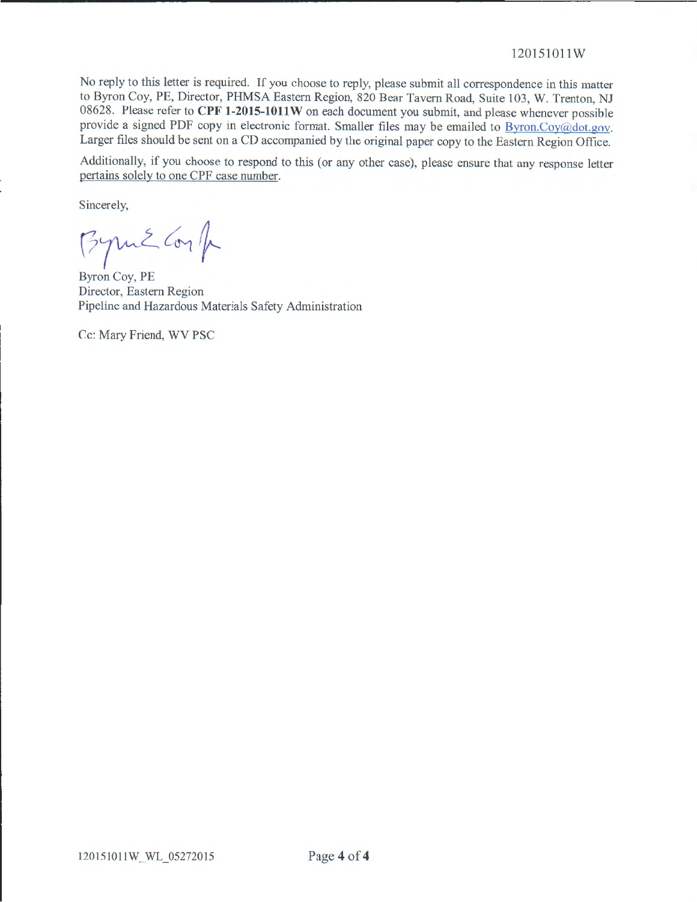No reply to this letter is required. If you choose to reply, please submit all correspondence in this matter to Byron Coy, PE, Director, PHMSA Eastern Region, 820 Bear Tavern Road, Suite 103, W. Trenton, NJ 08628. Please refer to **CPF 1-2015-1011W** on each document you submit, and please whenever possible provide a signed PDF copy in electronic format. Smaller files may be emailed to Byron.Coy@dot.gov. Larger files should be sent on a CD accompanied by the original paper copy to the Eastern Region Office.

Additionally, if you choose to respond to this (or any other case), please ensure that any response letter pertains solely to one CPF case number.

Sincerely,

Byron Coy, PE
Director, Eastern Region
Pipeline and Hazardous Materials Safety Administration

Cc: Mary Friend, WV PSC